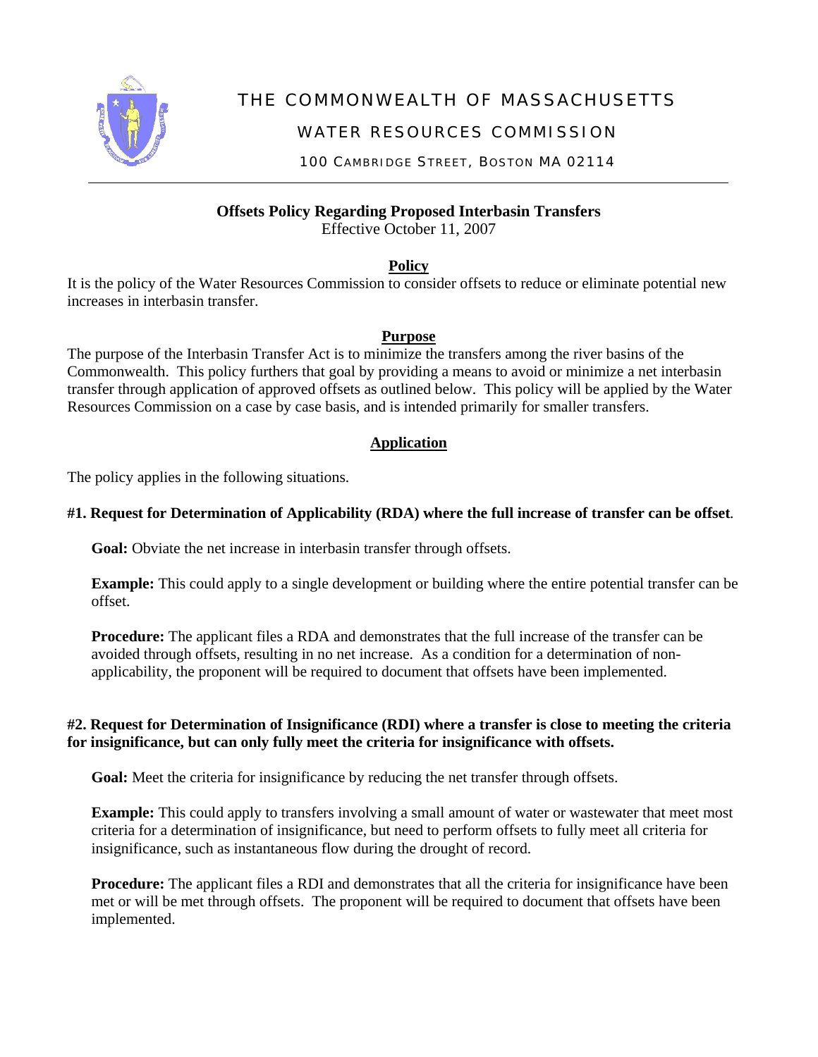# THE COMMONWEALTH OF MASSACHUSETTS

## WATER RESOURCES COMMISSION

100 CAMBRIDGE STREET, BOSTON MA 02114

---

**Offsets Policy Regarding Proposed Interbasin Transfers**
Effective October 11, 2007

### Policy

It is the policy of the Water Resources Commission to consider offsets to reduce or eliminate potential new increases in interbasin transfer.

### Purpose

The purpose of the Interbasin Transfer Act is to minimize the transfers among the river basins of the Commonwealth. This policy furthers that goal by providing a means to avoid or minimize a net interbasin transfer through application of approved offsets as outlined below. This policy will be applied by the Water Resources Commission on a case by case basis, and is intended primarily for smaller transfers.

### Application

The policy applies in the following situations.

**#1. Request for Determination of Applicability (RDA) where the full increase of transfer can be offset.**

**Goal:** Obviate the net increase in interbasin transfer through offsets.

**Example:** This could apply to a single development or building where the entire potential transfer can be offset.

**Procedure:** The applicant files a RDA and demonstrates that the full increase of the transfer can be avoided through offsets, resulting in no net increase. As a condition for a determination of non-applicability, the proponent will be required to document that offsets have been implemented.

**#2. Request for Determination of Insignificance (RDI) where a transfer is close to meeting the criteria for insignificance, but can only fully meet the criteria for insignificance with offsets.**

**Goal:** Meet the criteria for insignificance by reducing the net transfer through offsets.

**Example:** This could apply to transfers involving a small amount of water or wastewater that meet most criteria for a determination of insignificance, but need to perform offsets to fully meet all criteria for insignificance, such as instantaneous flow during the drought of record.

**Procedure:** The applicant files a RDI and demonstrates that all the criteria for insignificance have been met or will be met through offsets. The proponent will be required to document that offsets have been implemented.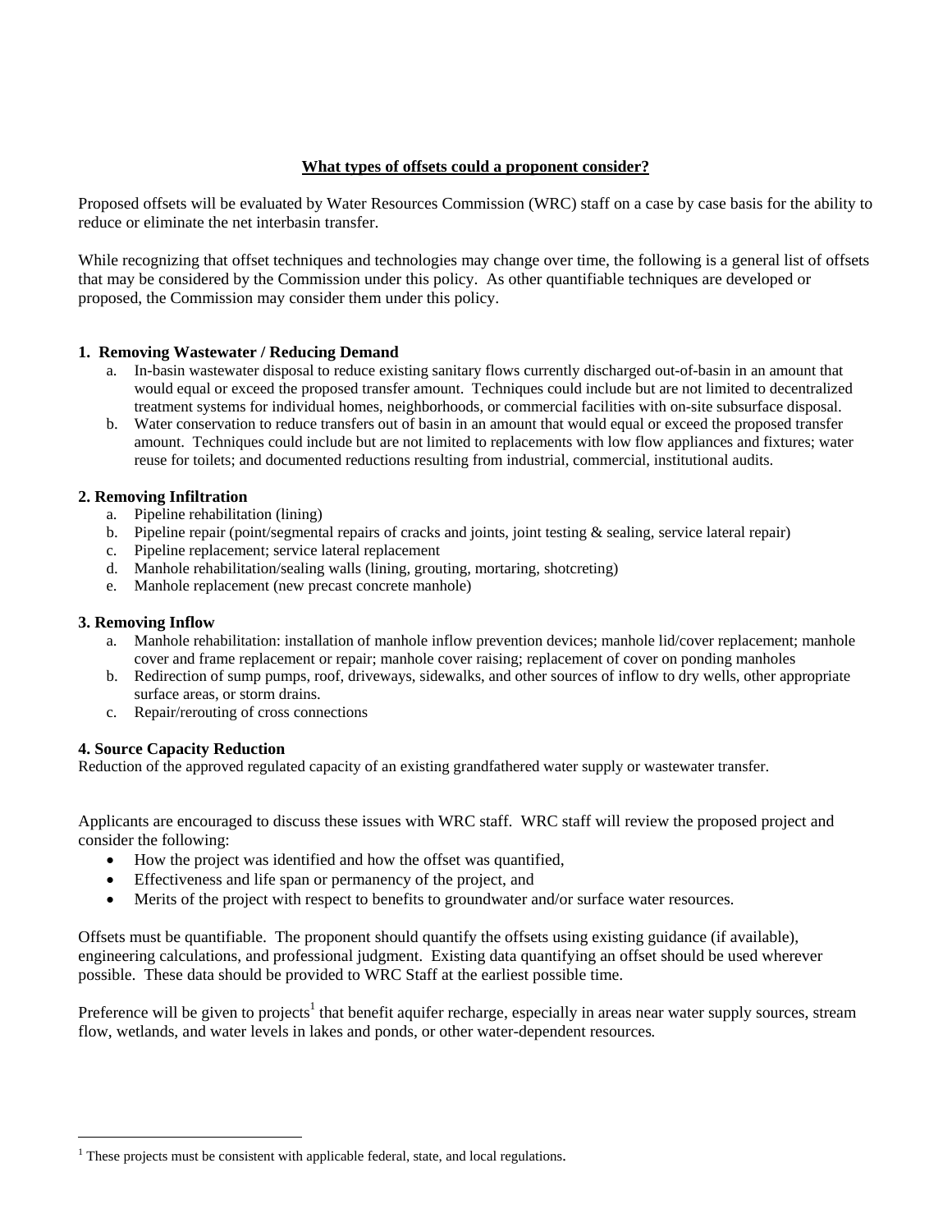## What types of offsets could a proponent consider?

Proposed offsets will be evaluated by Water Resources Commission (WRC) staff on a case by case basis for the ability to reduce or eliminate the net interbasin transfer.

While recognizing that offset techniques and technologies may change over time, the following is a general list of offsets that may be considered by the Commission under this policy. As other quantifiable techniques are developed or proposed, the Commission may consider them under this policy.

### 1. Removing Wastewater / Reducing Demand

a. In-basin wastewater disposal to reduce existing sanitary flows currently discharged out-of-basin in an amount that would equal or exceed the proposed transfer amount. Techniques could include but are not limited to decentralized treatment systems for individual homes, neighborhoods, or commercial facilities with on-site subsurface disposal.
b. Water conservation to reduce transfers out of basin in an amount that would equal or exceed the proposed transfer amount. Techniques could include but are not limited to replacements with low flow appliances and fixtures; water reuse for toilets; and documented reductions resulting from industrial, commercial, institutional audits.

### 2. Removing Infiltration

a. Pipeline rehabilitation (lining)
b. Pipeline repair (point/segmental repairs of cracks and joints, joint testing & sealing, service lateral repair)
c. Pipeline replacement; service lateral replacement
d. Manhole rehabilitation/sealing walls (lining, grouting, mortaring, shotcreting)
e. Manhole replacement (new precast concrete manhole)

### 3. Removing Inflow

a. Manhole rehabilitation: installation of manhole inflow prevention devices; manhole lid/cover replacement; manhole cover and frame replacement or repair; manhole cover raising; replacement of cover on ponding manholes
b. Redirection of sump pumps, roof, driveways, sidewalks, and other sources of inflow to dry wells, other appropriate surface areas, or storm drains.
c. Repair/rerouting of cross connections

### 4. Source Capacity Reduction

Reduction of the approved regulated capacity of an existing grandfathered water supply or wastewater transfer.

Applicants are encouraged to discuss these issues with WRC staff. WRC staff will review the proposed project and consider the following:

- How the project was identified and how the offset was quantified,
- Effectiveness and life span or permanency of the project, and
- Merits of the project with respect to benefits to groundwater and/or surface water resources.

Offsets must be quantifiable. The proponent should quantify the offsets using existing guidance (if available), engineering calculations, and professional judgment. Existing data quantifying an offset should be used wherever possible. These data should be provided to WRC Staff at the earliest possible time.

Preference will be given to projects[1] that benefit aquifer recharge, especially in areas near water supply sources, stream flow, wetlands, and water levels in lakes and ponds, or other water-dependent resources.

[1] These projects must be consistent with applicable federal, state, and local regulations.